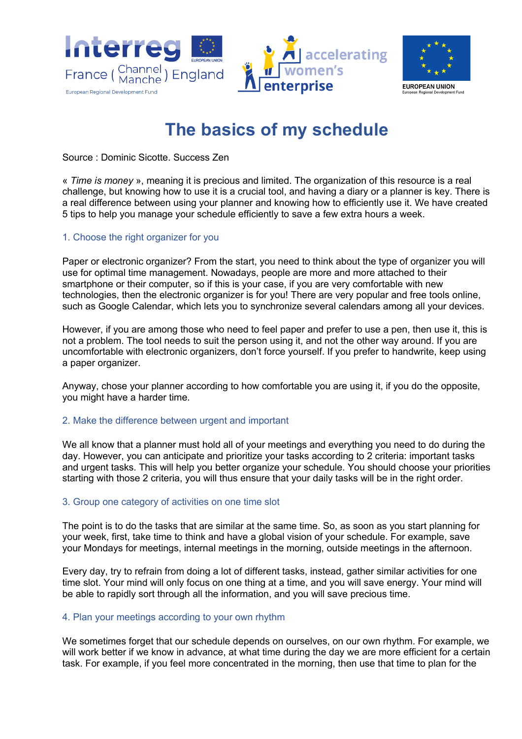# The basics of my schedule

Source : Dominic Sicotte. Success Zen

« *Time is money* », meaning it is precious and limited. The organization of this resource is a real challenge, but knowing how to use it is a crucial tool, and having a diary or a planner is key. There is a real difference between using your planner and knowing how to efficiently use it. We have created 5 tips to help you manage your schedule efficiently to save a few extra hours a week.

## 1. Choose the right organizer for you

Paper or electronic organizer? From the start, you need to think about the type of organizer you will use for optimal time management. Nowadays, people are more and more attached to their smartphone or their computer, so if this is your case, if you are very comfortable with new technologies, then the electronic organizer is for you! There are very popular and free tools online, such as Google Calendar, which lets you to synchronize several calendars among all your devices.

However, if you are among those who need to feel paper and prefer to use a pen, then use it, this is not a problem. The tool needs to suit the person using it, and not the other way around. If you are uncomfortable with electronic organizers, don't force yourself. If you prefer to handwrite, keep using a paper organizer.

Anyway, chose your planner according to how comfortable you are using it, if you do the opposite, you might have a harder time.

## 2. Make the difference between urgent and important

We all know that a planner must hold all of your meetings and everything you need to do during the day. However, you can anticipate and prioritize your tasks according to 2 criteria: important tasks and urgent tasks. This will help you better organize your schedule. You should choose your priorities starting with those 2 criteria, you will thus ensure that your daily tasks will be in the right order.

## 3. Group one category of activities on one time slot

The point is to do the tasks that are similar at the same time. So, as soon as you start planning for your week, first, take time to think and have a global vision of your schedule. For example, save your Mondays for meetings, internal meetings in the morning, outside meetings in the afternoon.

Every day, try to refrain from doing a lot of different tasks, instead, gather similar activities for one time slot. Your mind will only focus on one thing at a time, and you will save energy. Your mind will be able to rapidly sort through all the information, and you will save precious time.

## 4. Plan your meetings according to your own rhythm

We sometimes forget that our schedule depends on ourselves, on our own rhythm. For example, we will work better if we know in advance, at what time during the day we are more efficient for a certain task. For example, if you feel more concentrated in the morning, then use that time to plan for the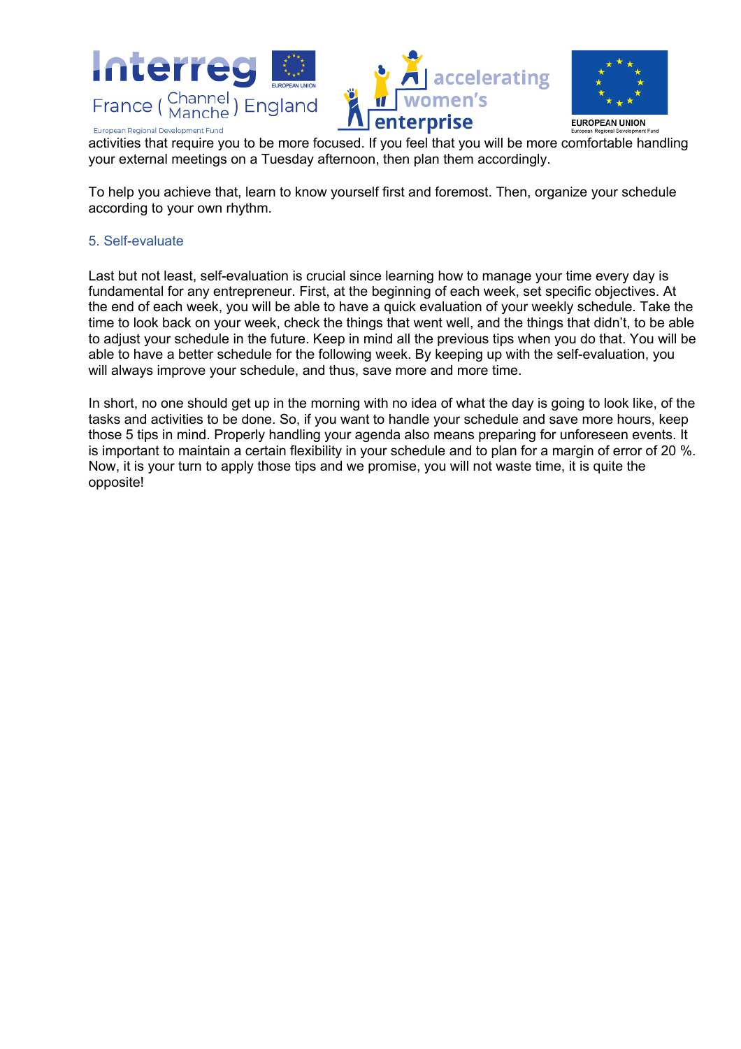activities that require you to be more focused. If you feel that you will be more comfortable handling your external meetings on a Tuesday afternoon, then plan them accordingly.

To help you achieve that, learn to know yourself first and foremost. Then, organize your schedule according to your own rhythm.

### 5. Self-evaluate

Last but not least, self-evaluation is crucial since learning how to manage your time every day is fundamental for any entrepreneur. First, at the beginning of each week, set specific objectives. At the end of each week, you will be able to have a quick evaluation of your weekly schedule. Take the time to look back on your week, check the things that went well, and the things that didn't, to be able to adjust your schedule in the future. Keep in mind all the previous tips when you do that. You will be able to have a better schedule for the following week. By keeping up with the self-evaluation, you will always improve your schedule, and thus, save more and more time.

In short, no one should get up in the morning with no idea of what the day is going to look like, of the tasks and activities to be done. So, if you want to handle your schedule and save more hours, keep those 5 tips in mind. Properly handling your agenda also means preparing for unforeseen events. It is important to maintain a certain flexibility in your schedule and to plan for a margin of error of 20 %. Now, it is your turn to apply those tips and we promise, you will not waste time, it is quite the opposite!